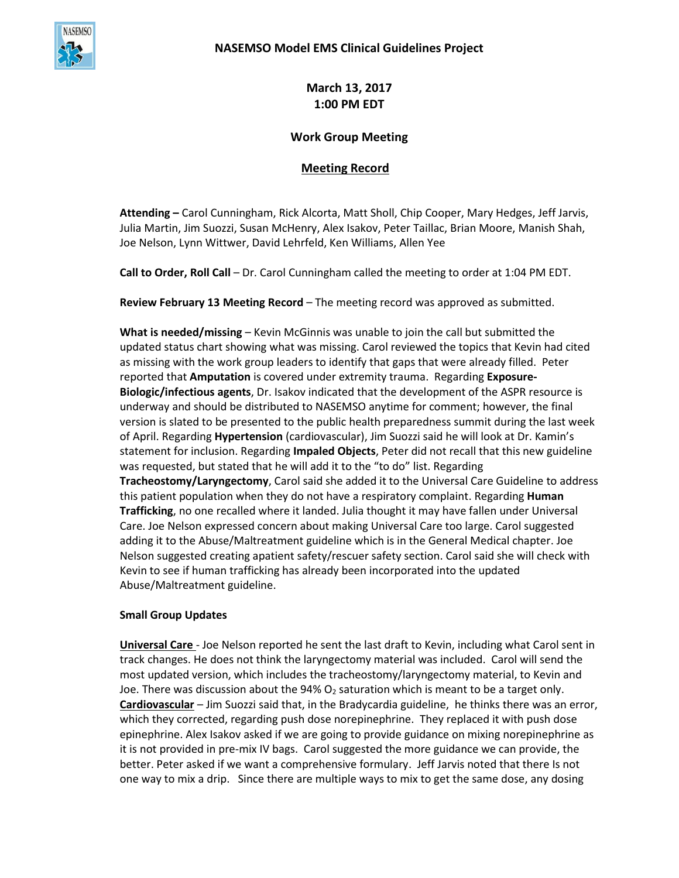# NASEMSO Model EMS Clinical Guidelines Project

**March 13, 2017**
**1:00 PM EDT**

**Work Group Meeting**

**Meeting Record**

**Attending –** Carol Cunningham, Rick Alcorta, Matt Sholl, Chip Cooper, Mary Hedges, Jeff Jarvis, Julia Martin, Jim Suozzi, Susan McHenry, Alex Isakov, Peter Taillac, Brian Moore, Manish Shah, Joe Nelson, Lynn Wittwer, David Lehrfeld, Ken Williams, Allen Yee

**Call to Order, Roll Call** – Dr. Carol Cunningham called the meeting to order at 1:04 PM EDT.

**Review February 13 Meeting Record** – The meeting record was approved as submitted.

**What is needed/missing** – Kevin McGinnis was unable to join the call but submitted the updated status chart showing what was missing. Carol reviewed the topics that Kevin had cited as missing with the work group leaders to identify that gaps that were already filled. Peter reported that **Amputation** is covered under extremity trauma. Regarding **Exposure-Biologic/infectious agents**, Dr. Isakov indicated that the development of the ASPR resource is underway and should be distributed to NASEMSO anytime for comment; however, the final version is slated to be presented to the public health preparedness summit during the last week of April. Regarding **Hypertension** (cardiovascular), Jim Suozzi said he will look at Dr. Kamin's statement for inclusion. Regarding **Impaled Objects**, Peter did not recall that this new guideline was requested, but stated that he will add it to the "to do" list. Regarding **Tracheostomy/Laryngectomy**, Carol said she added it to the Universal Care Guideline to address this patient population when they do not have a respiratory complaint. Regarding **Human Trafficking**, no one recalled where it landed. Julia thought it may have fallen under Universal Care. Joe Nelson expressed concern about making Universal Care too large. Carol suggested adding it to the Abuse/Maltreatment guideline which is in the General Medical chapter. Joe Nelson suggested creating apatient safety/rescuer safety section. Carol said she will check with Kevin to see if human trafficking has already been incorporated into the updated Abuse/Maltreatment guideline.

**Small Group Updates**

**Universal Care** - Joe Nelson reported he sent the last draft to Kevin, including what Carol sent in track changes. He does not think the laryngectomy material was included. Carol will send the most updated version, which includes the tracheostomy/laryngectomy material, to Kevin and Joe. There was discussion about the 94% $O_2$ saturation which is meant to be a target only.

**Cardiovascular** – Jim Suozzi said that, in the Bradycardia guideline, he thinks there was an error, which they corrected, regarding push dose norepinephrine. They replaced it with push dose epinephrine. Alex Isakov asked if we are going to provide guidance on mixing norepinephrine as it is not provided in pre-mix IV bags. Carol suggested the more guidance we can provide, the better. Peter asked if we want a comprehensive formulary. Jeff Jarvis noted that there Is not one way to mix a drip. Since there are multiple ways to mix to get the same dose, any dosing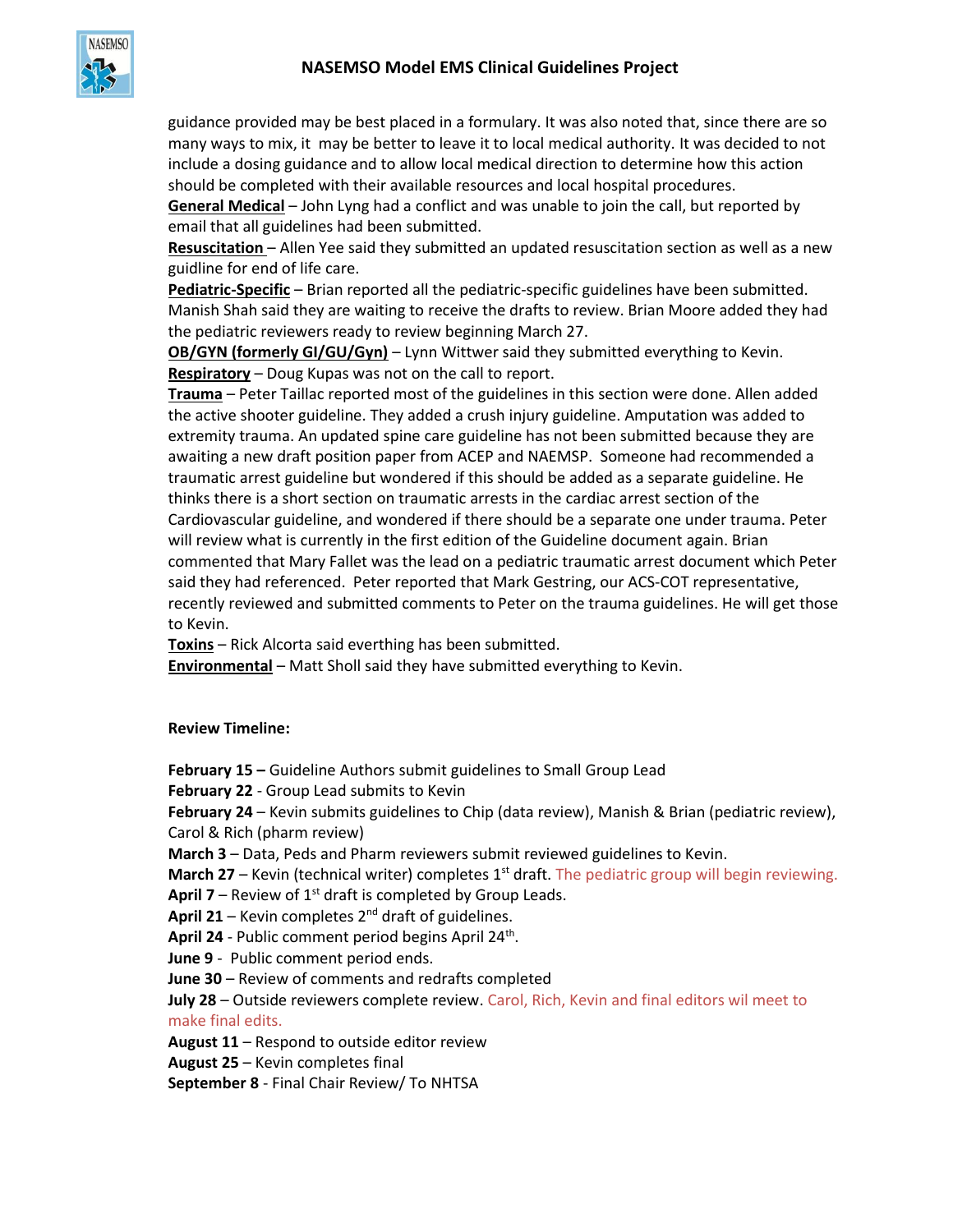guidance provided may be best placed in a formulary. It was also noted that, since there are so many ways to mix, it may be better to leave it to local medical authority. It was decided to not include a dosing guidance and to allow local medical direction to determine how this action should be completed with their available resources and local hospital procedures.

**General Medical** – John Lyng had a conflict and was unable to join the call, but reported by email that all guidelines had been submitted.

**Resuscitation** – Allen Yee said they submitted an updated resuscitation section as well as a new guidline for end of life care.

**Pediatric-Specific** – Brian reported all the pediatric-specific guidelines have been submitted. Manish Shah said they are waiting to receive the drafts to review. Brian Moore added they had the pediatric reviewers ready to review beginning March 27.

**OB/GYN (formerly GI/GU/Gyn)** – Lynn Wittwer said they submitted everything to Kevin.

**Respiratory** – Doug Kupas was not on the call to report.

**Trauma** – Peter Taillac reported most of the guidelines in this section were done. Allen added the active shooter guideline. They added a crush injury guideline. Amputation was added to extremity trauma. An updated spine care guideline has not been submitted because they are awaiting a new draft position paper from ACEP and NAEMSP. Someone had recommended a traumatic arrest guideline but wondered if this should be added as a separate guideline. He thinks there is a short section on traumatic arrests in the cardiac arrest section of the Cardiovascular guideline, and wondered if there should be a separate one under trauma. Peter will review what is currently in the first edition of the Guideline document again. Brian commented that Mary Fallet was the lead on a pediatric traumatic arrest document which Peter said they had referenced. Peter reported that Mark Gestring, our ACS-COT representative, recently reviewed and submitted comments to Peter on the trauma guidelines. He will get those to Kevin.

**Toxins** – Rick Alcorta said everthing has been submitted.

**Environmental** – Matt Sholl said they have submitted everything to Kevin.

**Review Timeline:**

**February 15 –** Guideline Authors submit guidelines to Small Group Lead
**February 22** - Group Lead submits to Kevin
**February 24** – Kevin submits guidelines to Chip (data review), Manish & Brian (pediatric review), Carol & Rich (pharm review)
**March 3** – Data, Peds and Pharm reviewers submit reviewed guidelines to Kevin.
**March 27** – Kevin (technical writer) completes 1st draft. The pediatric group will begin reviewing.
**April 7** – Review of 1st draft is completed by Group Leads.
**April 21** – Kevin completes 2nd draft of guidelines.
**April 24** - Public comment period begins April 24th.
**June 9** - Public comment period ends.
**June 30** – Review of comments and redrafts completed
**July 28** – Outside reviewers complete review. Carol, Rich, Kevin and final editors wil meet to make final edits.
**August 11** – Respond to outside editor review
**August 25** – Kevin completes final
**September 8** - Final Chair Review/ To NHTSA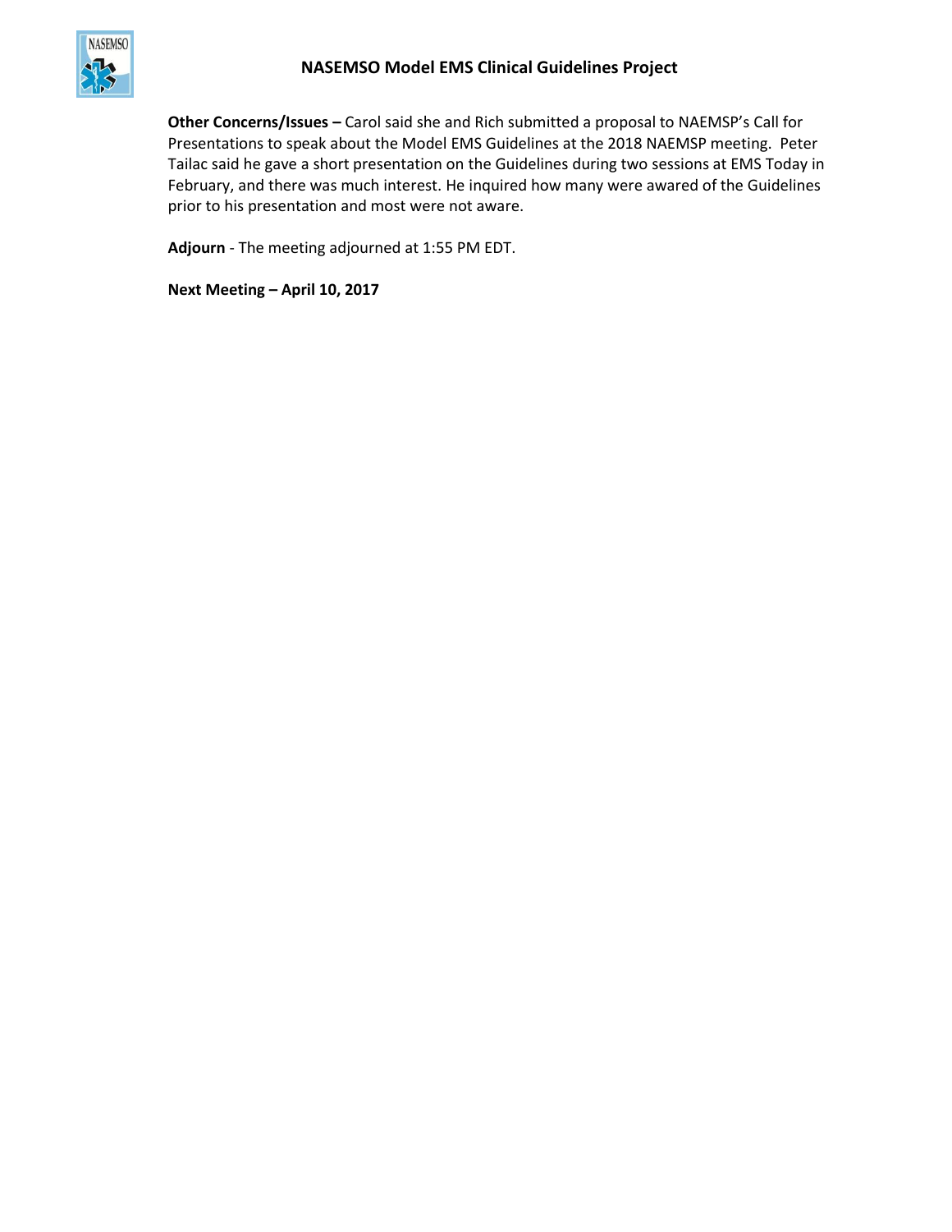**Other Concerns/Issues –** Carol said she and Rich submitted a proposal to NAEMSP's Call for Presentations to speak about the Model EMS Guidelines at the 2018 NAEMSP meeting. Peter Tailac said he gave a short presentation on the Guidelines during two sessions at EMS Today in February, and there was much interest. He inquired how many were awared of the Guidelines prior to his presentation and most were not aware.

**Adjourn** - The meeting adjourned at 1:55 PM EDT.

**Next Meeting – April 10, 2017**